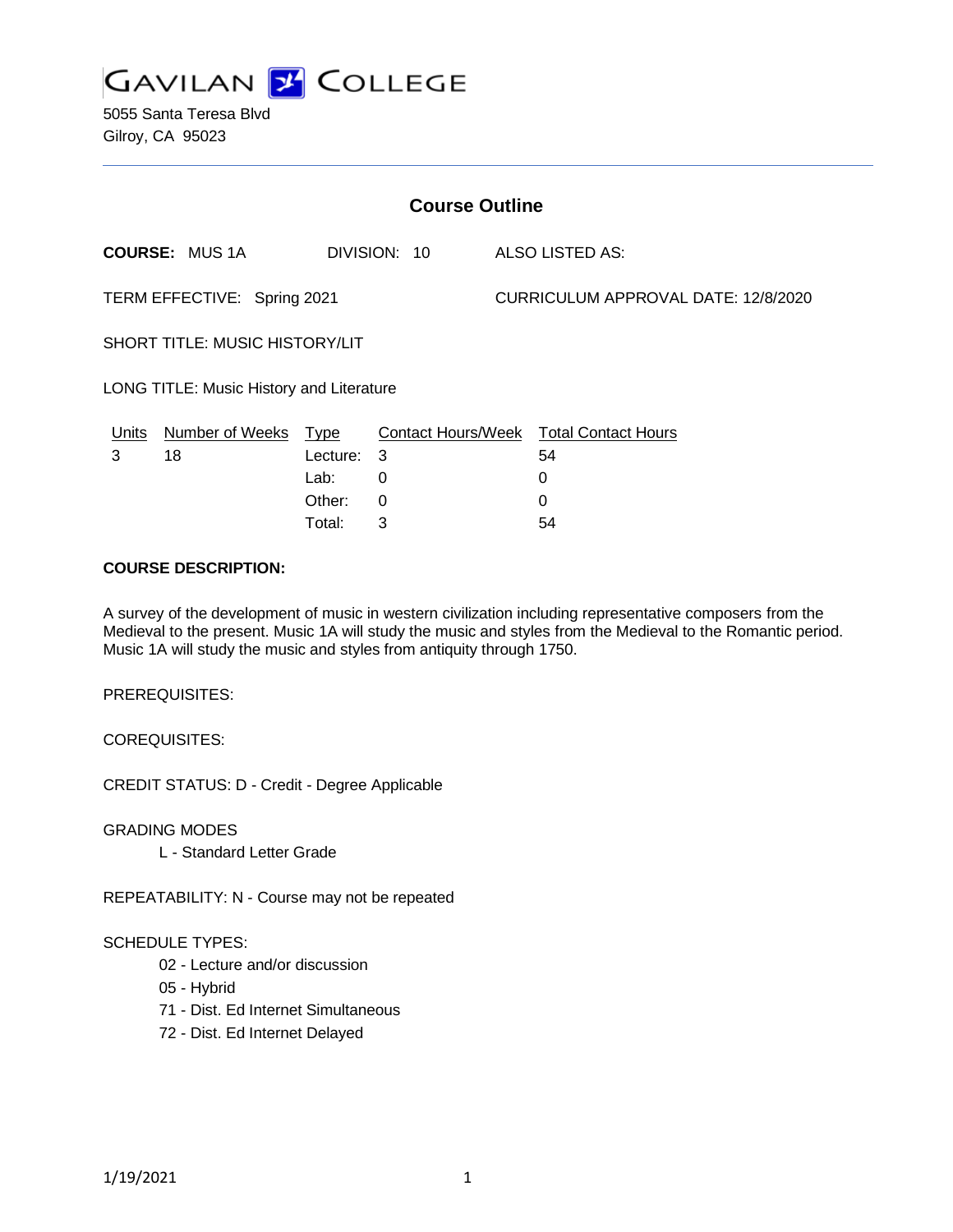# GAVILAN COLLEGE

5055 Santa Teresa Blvd
Gilroy, CA 95023

## Course Outline

**COURSE:** MUS 1A DIVISION: 10 ALSO LISTED AS:

TERM EFFECTIVE: Spring 2021 CURRICULUM APPROVAL DATE: 12/8/2020

SHORT TITLE: MUSIC HISTORY/LIT

LONG TITLE: Music History and Literature

| Units | Number of Weeks | Type | Contact Hours/Week | Total Contact Hours |
|---|---|---|---|---|
| 3 | 18 | Lecture: | 3 | 54 |
| | | Lab: | 0 | 0 |
| | | Other: | 0 | 0 |
| | | Total: | 3 | 54 |

**COURSE DESCRIPTION:**

A survey of the development of music in western civilization including representative composers from the Medieval to the present. Music 1A will study the music and styles from the Medieval to the Romantic period. Music 1A will study the music and styles from antiquity through 1750.

PREREQUISITES:

COREQUISITES:

CREDIT STATUS: D - Credit - Degree Applicable

GRADING MODES

- L - Standard Letter Grade

REPEATABILITY: N - Course may not be repeated

SCHEDULE TYPES:

- 02 - Lecture and/or discussion
- 05 - Hybrid
- 71 - Dist. Ed Internet Simultaneous
- 72 - Dist. Ed Internet Delayed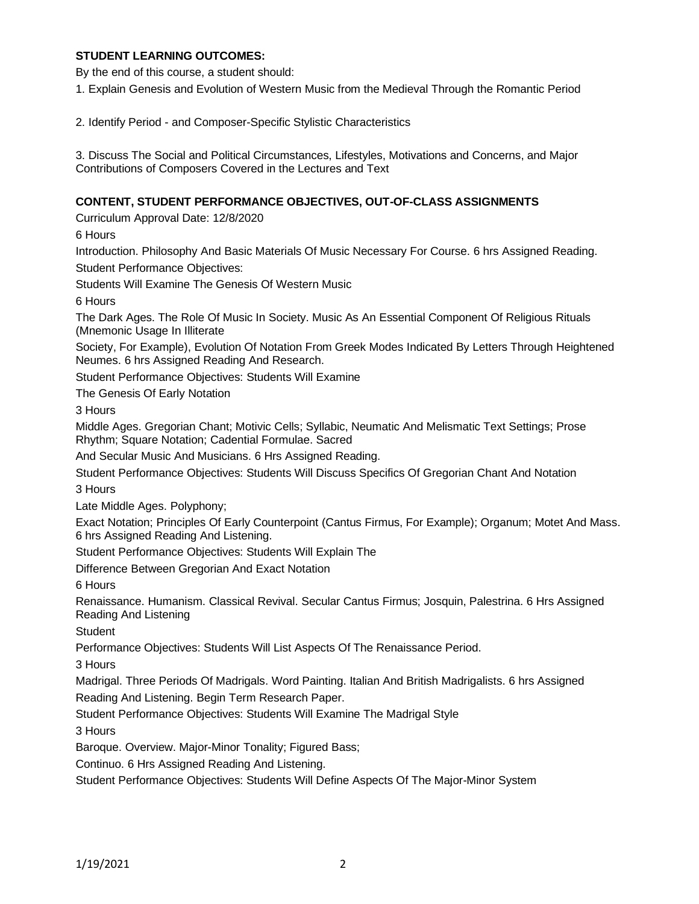**STUDENT LEARNING OUTCOMES:**

By the end of this course, a student should:

1. Explain Genesis and Evolution of Western Music from the Medieval Through the Romantic Period

2. Identify Period - and Composer-Specific Stylistic Characteristics

3. Discuss The Social and Political Circumstances, Lifestyles, Motivations and Concerns, and Major Contributions of Composers Covered in the Lectures and Text

**CONTENT, STUDENT PERFORMANCE OBJECTIVES, OUT-OF-CLASS ASSIGNMENTS**

Curriculum Approval Date: 12/8/2020

6 Hours

Introduction. Philosophy And Basic Materials Of Music Necessary For Course. 6 hrs Assigned Reading.

Student Performance Objectives:

Students Will Examine The Genesis Of Western Music

6 Hours

The Dark Ages. The Role Of Music In Society. Music As An Essential Component Of Religious Rituals (Mnemonic Usage In Illiterate Society, For Example), Evolution Of Notation From Greek Modes Indicated By Letters Through Heightened Neumes. 6 hrs Assigned Reading And Research.

Student Performance Objectives: Students Will Examine The Genesis Of Early Notation

3 Hours

Middle Ages. Gregorian Chant; Motivic Cells; Syllabic, Neumatic And Melismatic Text Settings; Prose Rhythm; Square Notation; Cadential Formulae. Sacred And Secular Music And Musicians. 6 Hrs Assigned Reading.

Student Performance Objectives: Students Will Discuss Specifics Of Gregorian Chant And Notation

3 Hours

Late Middle Ages. Polyphony; Exact Notation; Principles Of Early Counterpoint (Cantus Firmus, For Example); Organum; Motet And Mass. 6 hrs Assigned Reading And Listening.

Student Performance Objectives: Students Will Explain The Difference Between Gregorian And Exact Notation

6 Hours

Renaissance. Humanism. Classical Revival. Secular Cantus Firmus; Josquin, Palestrina. 6 Hrs Assigned Reading And Listening

Student Performance Objectives: Students Will List Aspects Of The Renaissance Period.

3 Hours

Madrigal. Three Periods Of Madrigals. Word Painting. Italian And British Madrigalists. 6 hrs Assigned Reading And Listening. Begin Term Research Paper.

Student Performance Objectives: Students Will Examine The Madrigal Style

3 Hours

Baroque. Overview. Major-Minor Tonality; Figured Bass; Continuo. 6 Hrs Assigned Reading And Listening.

Student Performance Objectives: Students Will Define Aspects Of The Major-Minor System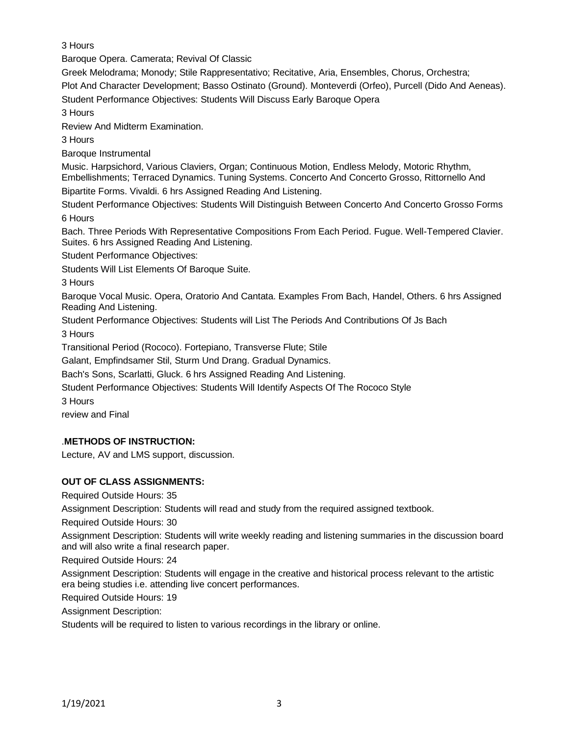3 Hours

Baroque Opera. Camerata; Revival Of Classic

Greek Melodrama; Monody; Stile Rappresentativo; Recitative, Aria, Ensembles, Chorus, Orchestra;

Plot And Character Development; Basso Ostinato (Ground). Monteverdi (Orfeo), Purcell (Dido And Aeneas).

Student Performance Objectives: Students Will Discuss Early Baroque Opera

3 Hours

Review And Midterm Examination.

3 Hours

Baroque Instrumental

Music. Harpsichord, Various Claviers, Organ; Continuous Motion, Endless Melody, Motoric Rhythm, Embellishments; Terraced Dynamics. Tuning Systems. Concerto And Concerto Grosso, Rittornello And Bipartite Forms. Vivaldi. 6 hrs Assigned Reading And Listening.

Student Performance Objectives: Students Will Distinguish Between Concerto And Concerto Grosso Forms

6 Hours

Bach. Three Periods With Representative Compositions From Each Period. Fugue. Well-Tempered Clavier. Suites. 6 hrs Assigned Reading And Listening.

Student Performance Objectives:

Students Will List Elements Of Baroque Suite.

3 Hours

Baroque Vocal Music. Opera, Oratorio And Cantata. Examples From Bach, Handel, Others. 6 hrs Assigned Reading And Listening.

Student Performance Objectives: Students will List The Periods And Contributions Of Js Bach

3 Hours

Transitional Period (Rococo). Fortepiano, Transverse Flute; Stile

Galant, Empfindsamer Stil, Sturm Und Drang. Gradual Dynamics.

Bach's Sons, Scarlatti, Gluck. 6 hrs Assigned Reading And Listening.

Student Performance Objectives: Students Will Identify Aspects Of The Rococo Style

3 Hours

review and Final

.**METHODS OF INSTRUCTION:**

Lecture, AV and LMS support, discussion.

**OUT OF CLASS ASSIGNMENTS:**

Required Outside Hours: 35

Assignment Description: Students will read and study from the required assigned textbook.

Required Outside Hours: 30

Assignment Description: Students will write weekly reading and listening summaries in the discussion board and will also write a final research paper.

Required Outside Hours: 24

Assignment Description: Students will engage in the creative and historical process relevant to the artistic era being studies i.e. attending live concert performances.

Required Outside Hours: 19

Assignment Description:

Students will be required to listen to various recordings in the library or online.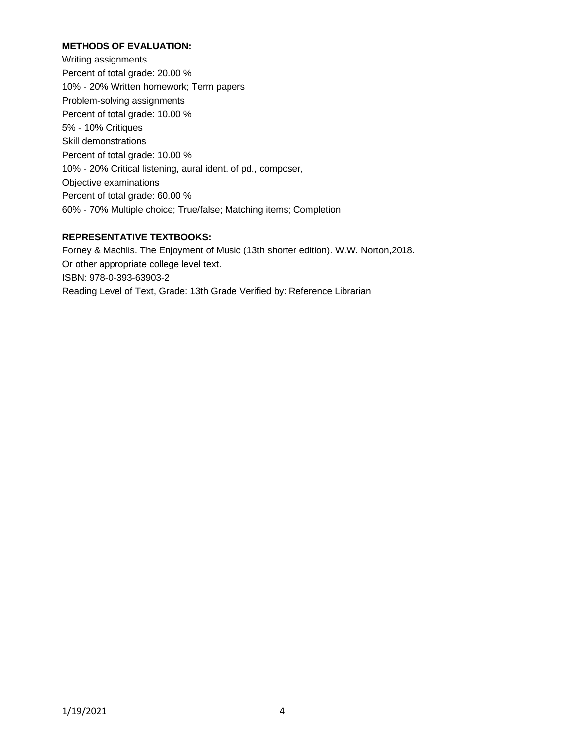**METHODS OF EVALUATION:**

Writing assignments
Percent of total grade: 20.00 %
10% - 20% Written homework; Term papers
Problem-solving assignments
Percent of total grade: 10.00 %
5% - 10% Critiques
Skill demonstrations
Percent of total grade: 10.00 %
10% - 20% Critical listening, aural ident. of pd., composer,
Objective examinations
Percent of total grade: 60.00 %
60% - 70% Multiple choice; True/false; Matching items; Completion

**REPRESENTATIVE TEXTBOOKS:**

Forney & Machlis. The Enjoyment of Music (13th shorter edition). W.W. Norton,2018.
Or other appropriate college level text.
ISBN: 978-0-393-63903-2
Reading Level of Text, Grade: 13th Grade Verified by: Reference Librarian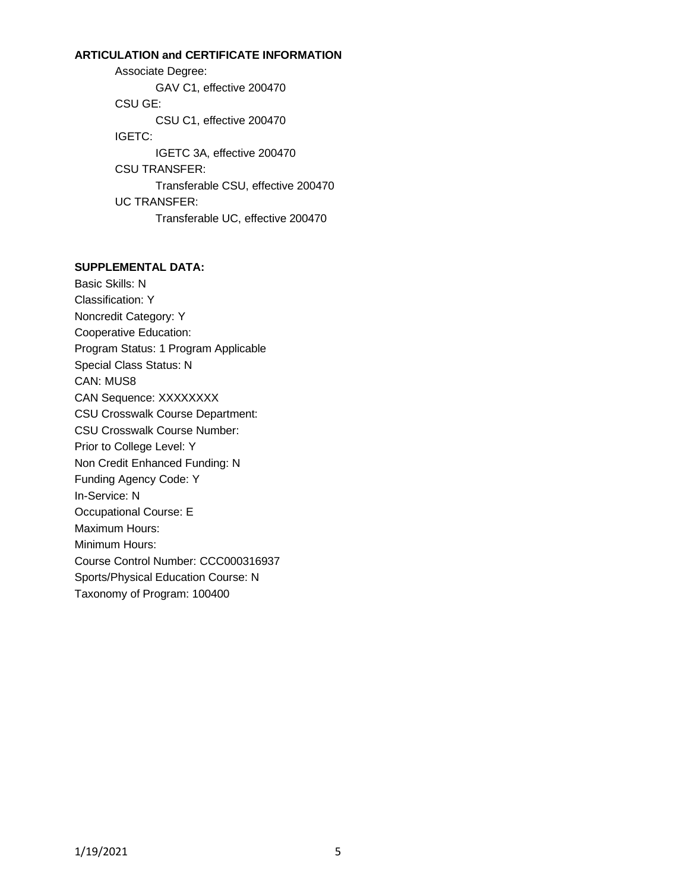**ARTICULATION and CERTIFICATE INFORMATION**

Associate Degree:

GAV C1, effective 200470

CSU GE:

CSU C1, effective 200470

IGETC:

IGETC 3A, effective 200470

CSU TRANSFER:

Transferable CSU, effective 200470

UC TRANSFER:

Transferable UC, effective 200470

**SUPPLEMENTAL DATA:**

Basic Skills: N
Classification: Y
Noncredit Category: Y
Cooperative Education:
Program Status: 1 Program Applicable
Special Class Status: N
CAN: MUS8
CAN Sequence: XXXXXXXX
CSU Crosswalk Course Department:
CSU Crosswalk Course Number:
Prior to College Level: Y
Non Credit Enhanced Funding: N
Funding Agency Code: Y
In-Service: N
Occupational Course: E
Maximum Hours:
Minimum Hours:
Course Control Number: CCC000316937
Sports/Physical Education Course: N
Taxonomy of Program: 100400